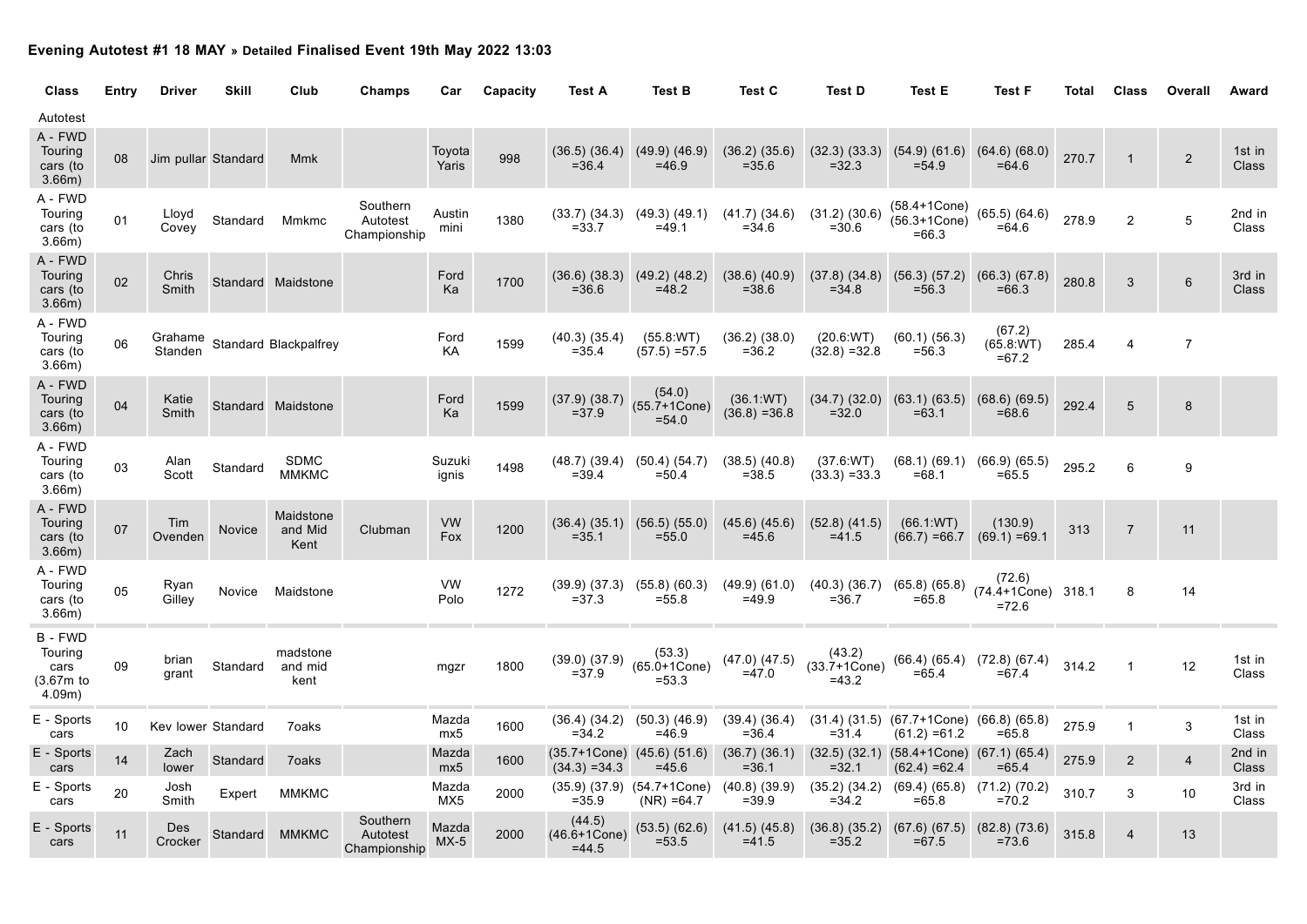**Evening Autotest #1 18 MAY » Detailed Finalised Event 19th May 2022 13:03**

| Class | Entry | Driver | Skill | Club | Champs | Car | Capacity | Test A | Test B | Test C | Test D | Test E | Test F | Total | Class | Overall | Award |
|---|---|---|---|---|---|---|---|---|---|---|---|---|---|---|---|---|---|
| Autotest | | | | | | | | | | | | | | | | | |
| A - FWD Touring cars (to 3.66m) | 08 | Jim pullar | Standard | Mmk | | Toyota Yaris | 998 | (36.5) (36.4) =36.4 | (49.9) (46.9) =46.9 | (36.2) (35.6) =35.6 | (32.3) (33.3) =32.3 | (54.9) (61.6) =54.9 | (64.6) (68.0) =64.6 | 270.7 | 1 | 2 | 1st in Class |
| A - FWD Touring cars (to 3.66m) | 01 | Lloyd Covey | Standard | Mmkmc | Southern Autotest Championship | Austin mini | 1380 | (33.7) (34.3) =33.7 | (49.3) (49.1) =49.1 | (41.7) (34.6) =34.6 | (31.2) (30.6) =30.6 | (58.4+1Cone) (56.3+1Cone) =66.3 | (65.5) (64.6) =64.6 | 278.9 | 2 | 5 | 2nd in Class |
| A - FWD Touring cars (to 3.66m) | 02 | Chris Smith | Standard | Maidstone | | Ford Ka | 1700 | (36.6) (38.3) =36.6 | (49.2) (48.2) =48.2 | (38.6) (40.9) =38.6 | (37.8) (34.8) =34.8 | (56.3) (57.2) =56.3 | (66.3) (67.8) =66.3 | 280.8 | 3 | 6 | 3rd in Class |
| A - FWD Touring cars (to 3.66m) | 06 | Grahame Standen | Standard | Blackpalfrey | | Ford KA | 1599 | (40.3) (35.4) =35.4 | (55.8:WT) (57.5) =57.5 | (36.2) (38.0) =36.2 | (20.6:WT) (32.8) =32.8 | (60.1) (56.3) =56.3 | (67.2) (65.8:WT) =67.2 | 285.4 | 4 | 7 | |
| A - FWD Touring cars (to 3.66m) | 04 | Katie Smith | Standard | Maidstone | | Ford Ka | 1599 | (37.9) (38.7) =37.9 | (54.0) (55.7+1Cone) =54.0 | (36.1:WT) (36.8) =36.8 | (34.7) (32.0) =32.0 | (63.1) (63.5) =63.1 | (68.6) (69.5) =68.6 | 292.4 | 5 | 8 | |
| A - FWD Touring cars (to 3.66m) | 03 | Alan Scott | Standard | SDMC MMKMC | | Suzuki ignis | 1498 | (48.7) (39.4) =39.4 | (50.4) (54.7) =50.4 | (38.5) (40.8) =38.5 | (37.6:WT) (33.3) =33.3 | (68.1) (69.1) =68.1 | (66.9) (65.5) =65.5 | 295.2 | 6 | 9 | |
| A - FWD Touring cars (to 3.66m) | 07 | Tim Ovenden | Novice | Maidstone and Mid Kent | Clubman | VW Fox | 1200 | (36.4) (35.1) =35.1 | (56.5) (55.0) =55.0 | (45.6) (45.6) =45.6 | (52.8) (41.5) =41.5 | (66.1:WT) (66.7) =66.7 | (130.9) (69.1) =69.1 | 313 | 7 | 11 | |
| A - FWD Touring cars (to 3.66m) | 05 | Ryan Gilley | Novice | Maidstone | | VW Polo | 1272 | (39.9) (37.3) =37.3 | (55.8) (60.3) =55.8 | (49.9) (61.0) =49.9 | (40.3) (36.7) =36.7 | (65.8) (65.8) =65.8 | (72.6) (74.4+1Cone) =72.6 | 318.1 | 8 | 14 | |
| B - FWD Touring cars (3.67m to 4.09m) | 09 | brian grant | Standard | madstone and mid kent | | mgzr | 1800 | (39.0) (37.9) =37.9 | (53.3) (65.0+1Cone) =53.3 | (47.0) (47.5) =47.0 | (43.2) (33.7+1Cone) =43.2 | (66.4) (65.4) =65.4 | (72.8) (67.4) =67.4 | 314.2 | 1 | 12 | 1st in Class |
| E - Sports cars | 10 | Kev lower | Standard | 7oaks | | Mazda mx5 | 1600 | (36.4) (34.2) =34.2 | (50.3) (46.9) =46.9 | (39.4) (36.4) =36.4 | (31.4) (31.5) =31.4 | (67.7+1Cone) (61.2) =61.2 | (66.8) (65.8) =65.8 | 275.9 | 1 | 3 | 1st in Class |
| E - Sports cars | 14 | Zach lower | Standard | 7oaks | | Mazda mx5 | 1600 | (35.7+1Cone) (34.3) =34.3 | (45.6) (51.6) =45.6 | (36.7) (36.1) =36.1 | (32.5) (32.1) =32.1 | (58.4+1Cone) (62.4) =62.4 | (67.1) (65.4) =65.4 | 275.9 | 2 | 4 | 2nd in Class |
| E - Sports cars | 20 | Josh Smith | Expert | MMKMC | | Mazda MX5 | 2000 | (35.9) (37.9) =35.9 | (54.7+1Cone) (NR) =64.7 | (40.8) (39.9) =39.9 | (35.2) (34.2) =34.2 | (69.4) (65.8) =65.8 | (71.2) (70.2) =70.2 | 310.7 | 3 | 10 | 3rd in Class |
| E - Sports cars | 11 | Des Crocker | Standard | MMKMC | Southern Autotest Championship | Mazda MX-5 | 2000 | (44.5) (46.6+1Cone) =44.5 | (53.5) (62.6) =53.5 | (41.5) (45.8) =41.5 | (36.8) (35.2) =35.2 | (67.6) (67.5) =67.5 | (82.8) (73.6) =73.6 | 315.8 | 4 | 13 | |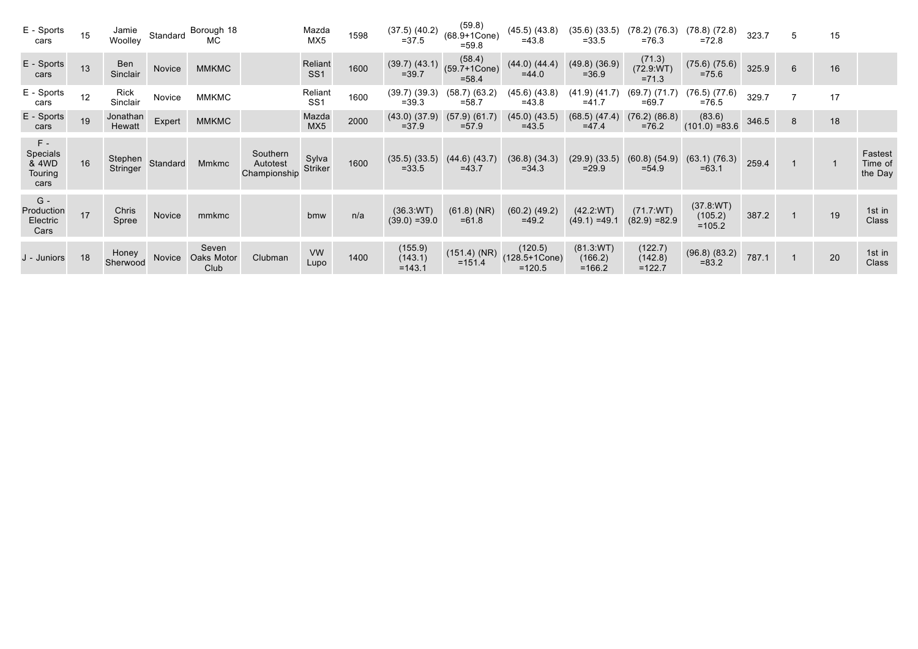| | | | | | | | | | | | | | | | | | | |
|---|---|---|---|---|---|---|---|---|---|---|---|---|---|---|---|---|---|---|
| E - Sports cars | 15 | Jamie Woolley | Standard | Borough 18 MC | | Mazda MX5 | 1598 | (37.5) (40.2) =37.5 | (59.8) (68.9+1Cone) =59.8 | (45.5) (43.8) =43.8 | (35.6) (33.5) =33.5 | (78.2) (76.3) =76.3 | (78.8) (72.8) =72.8 | 323.7 | 5 | 15 | |
| E - Sports cars | 13 | Ben Sinclair | Novice | MMKMC | | Reliant SS1 | 1600 | (39.7) (43.1) =39.7 | (58.4) (59.7+1Cone) =58.4 | (44.0) (44.4) =44.0 | (49.8) (36.9) =36.9 | (71.3) (72.9:WT) =71.3 | (75.6) (75.6) =75.6 | 325.9 | 6 | 16 | |
| E - Sports cars | 12 | Rick Sinclair | Novice | MMKMC | | Reliant SS1 | 1600 | (39.7) (39.3) =39.3 | (58.7) (63.2) =58.7 | (45.6) (43.8) =43.8 | (41.9) (41.7) =41.7 | (69.7) (71.7) =69.7 | (76.5) (77.6) =76.5 | 329.7 | 7 | 17 | |
| E - Sports cars | 19 | Jonathan Hewatt | Expert | MMKMC | | Mazda MX5 | 2000 | (43.0) (37.9) =37.9 | (57.9) (61.7) =57.9 | (45.0) (43.5) =43.5 | (68.5) (47.4) =47.4 | (76.2) (86.8) =76.2 | (83.6) (101.0) =83.6 | 346.5 | 8 | 18 | |
| F - Specials & 4WD Touring cars | 16 | Stephen Stringer | Standard | Mmkmc | Southern Autotest Championship | Sylva Striker | 1600 | (35.5) (33.5) =33.5 | (44.6) (43.7) =43.7 | (36.8) (34.3) =34.3 | (29.9) (33.5) =29.9 | (60.8) (54.9) =54.9 | (63.1) (76.3) =63.1 | 259.4 | 1 | 1 | Fastest Time of the Day |
| G - Production Electric Cars | 17 | Chris Spree | Novice | mmkmc | | bmw | n/a | (36.3:WT) (39.0) =39.0 | (61.8) (NR) =61.8 | (60.2) (49.2) =49.2 | (42.2:WT) (49.1) =49.1 | (71.7:WT) (82.9) =82.9 | (37.8:WT) (105.2) =105.2 | 387.2 | 1 | 19 | 1st in Class |
| J - Juniors | 18 | Honey Sherwood | Novice | Seven Oaks Motor Club | Clubman | VW Lupo | 1400 | (155.9) (143.1) =143.1 | (151.4) (NR) =151.4 | (120.5) (128.5+1Cone) =120.5 | (81.3:WT) (166.2) =166.2 | (122.7) (142.8) =122.7 | (96.8) (83.2) =83.2 | 787.1 | 1 | 20 | 1st in Class |